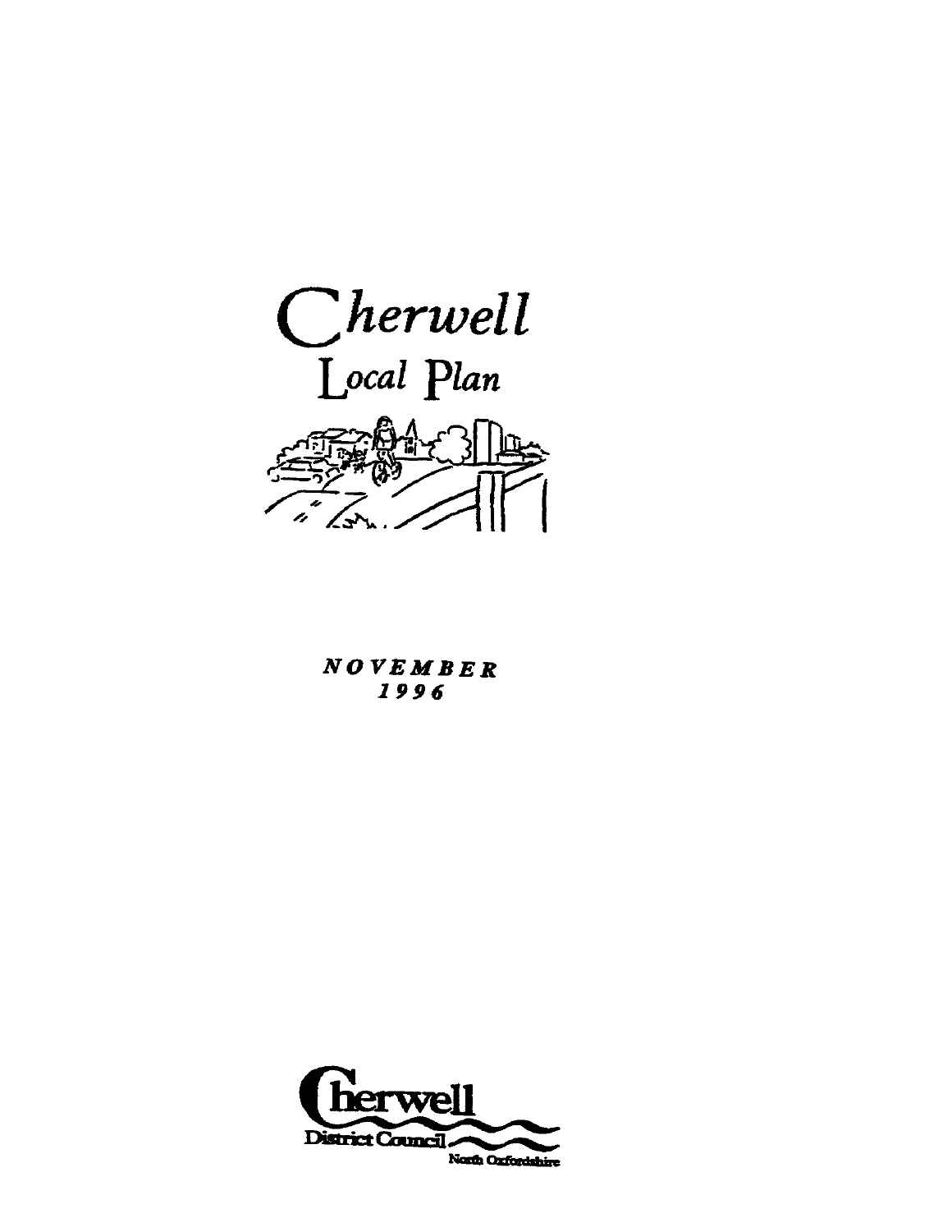# Cherwell
## Local Plan

***NOVEMBER 1996***

Cherwell District Council

North Oxfordshire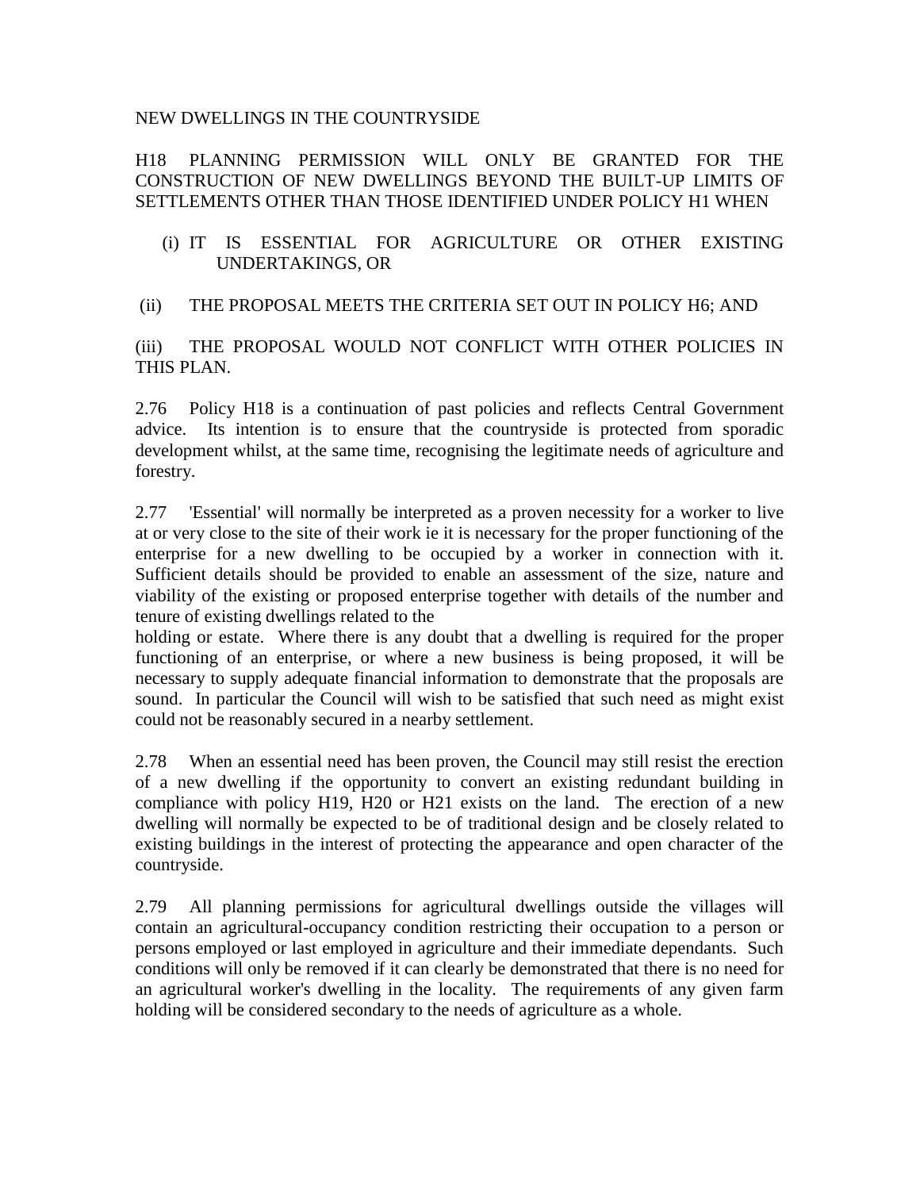NEW DWELLINGS IN THE COUNTRYSIDE

H18 PLANNING PERMISSION WILL ONLY BE GRANTED FOR THE CONSTRUCTION OF NEW DWELLINGS BEYOND THE BUILT-UP LIMITS OF SETTLEMENTS OTHER THAN THOSE IDENTIFIED UNDER POLICY H1 WHEN

(i) IT IS ESSENTIAL FOR AGRICULTURE OR OTHER EXISTING UNDERTAKINGS, OR

(ii) THE PROPOSAL MEETS THE CRITERIA SET OUT IN POLICY H6; AND

(iii) THE PROPOSAL WOULD NOT CONFLICT WITH OTHER POLICIES IN THIS PLAN.

2.76 Policy H18 is a continuation of past policies and reflects Central Government advice. Its intention is to ensure that the countryside is protected from sporadic development whilst, at the same time, recognising the legitimate needs of agriculture and forestry.

2.77 'Essential' will normally be interpreted as a proven necessity for a worker to live at or very close to the site of their work ie it is necessary for the proper functioning of the enterprise for a new dwelling to be occupied by a worker in connection with it. Sufficient details should be provided to enable an assessment of the size, nature and viability of the existing or proposed enterprise together with details of the number and tenure of existing dwellings related to the holding or estate. Where there is any doubt that a dwelling is required for the proper functioning of an enterprise, or where a new business is being proposed, it will be necessary to supply adequate financial information to demonstrate that the proposals are sound. In particular the Council will wish to be satisfied that such need as might exist could not be reasonably secured in a nearby settlement.

2.78 When an essential need has been proven, the Council may still resist the erection of a new dwelling if the opportunity to convert an existing redundant building in compliance with policy H19, H20 or H21 exists on the land. The erection of a new dwelling will normally be expected to be of traditional design and be closely related to existing buildings in the interest of protecting the appearance and open character of the countryside.

2.79 All planning permissions for agricultural dwellings outside the villages will contain an agricultural-occupancy condition restricting their occupation to a person or persons employed or last employed in agriculture and their immediate dependants. Such conditions will only be removed if it can clearly be demonstrated that there is no need for an agricultural worker's dwelling in the locality. The requirements of any given farm holding will be considered secondary to the needs of agriculture as a whole.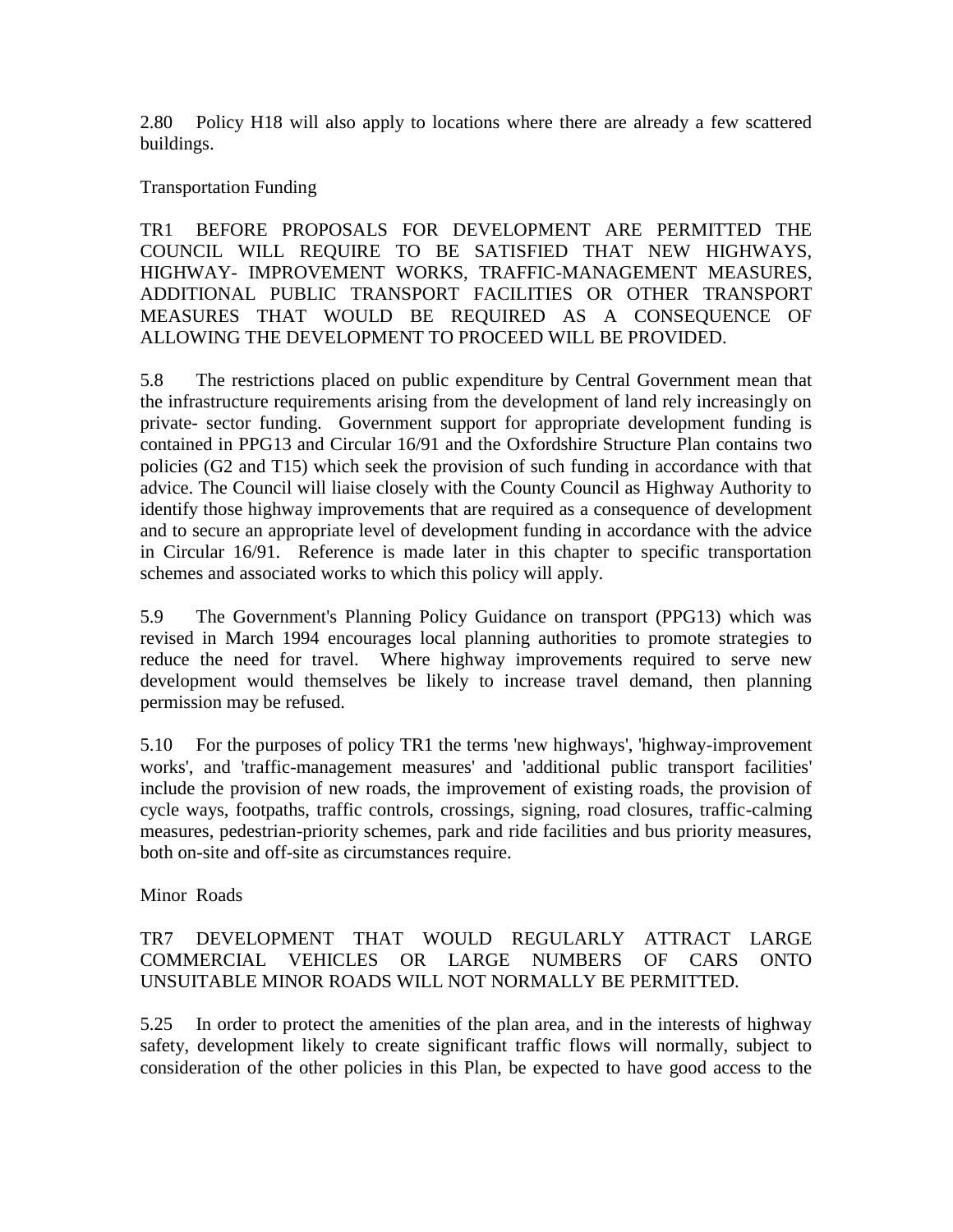2.80 Policy H18 will also apply to locations where there are already a few scattered buildings.

## Transportation Funding

**TR1 BEFORE PROPOSALS FOR DEVELOPMENT ARE PERMITTED THE COUNCIL WILL REQUIRE TO BE SATISFIED THAT NEW HIGHWAYS, HIGHWAY- IMPROVEMENT WORKS, TRAFFIC-MANAGEMENT MEASURES, ADDITIONAL PUBLIC TRANSPORT FACILITIES OR OTHER TRANSPORT MEASURES THAT WOULD BE REQUIRED AS A CONSEQUENCE OF ALLOWING THE DEVELOPMENT TO PROCEED WILL BE PROVIDED.**

5.8 The restrictions placed on public expenditure by Central Government mean that the infrastructure requirements arising from the development of land rely increasingly on private- sector funding. Government support for appropriate development funding is contained in PPG13 and Circular 16/91 and the Oxfordshire Structure Plan contains two policies (G2 and T15) which seek the provision of such funding in accordance with that advice. The Council will liaise closely with the County Council as Highway Authority to identify those highway improvements that are required as a consequence of development and to secure an appropriate level of development funding in accordance with the advice in Circular 16/91. Reference is made later in this chapter to specific transportation schemes and associated works to which this policy will apply.

5.9 The Government's Planning Policy Guidance on transport (PPG13) which was revised in March 1994 encourages local planning authorities to promote strategies to reduce the need for travel. Where highway improvements required to serve new development would themselves be likely to increase travel demand, then planning permission may be refused.

5.10 For the purposes of policy TR1 the terms 'new highways', 'highway-improvement works', and 'traffic-management measures' and 'additional public transport facilities' include the provision of new roads, the improvement of existing roads, the provision of cycle ways, footpaths, traffic controls, crossings, signing, road closures, traffic-calming measures, pedestrian-priority schemes, park and ride facilities and bus priority measures, both on-site and off-site as circumstances require.

## Minor Roads

**TR7 DEVELOPMENT THAT WOULD REGULARLY ATTRACT LARGE COMMERCIAL VEHICLES OR LARGE NUMBERS OF CARS ONTO UNSUITABLE MINOR ROADS WILL NOT NORMALLY BE PERMITTED.**

5.25 In order to protect the amenities of the plan area, and in the interests of highway safety, development likely to create significant traffic flows will normally, subject to consideration of the other policies in this Plan, be expected to have good access to the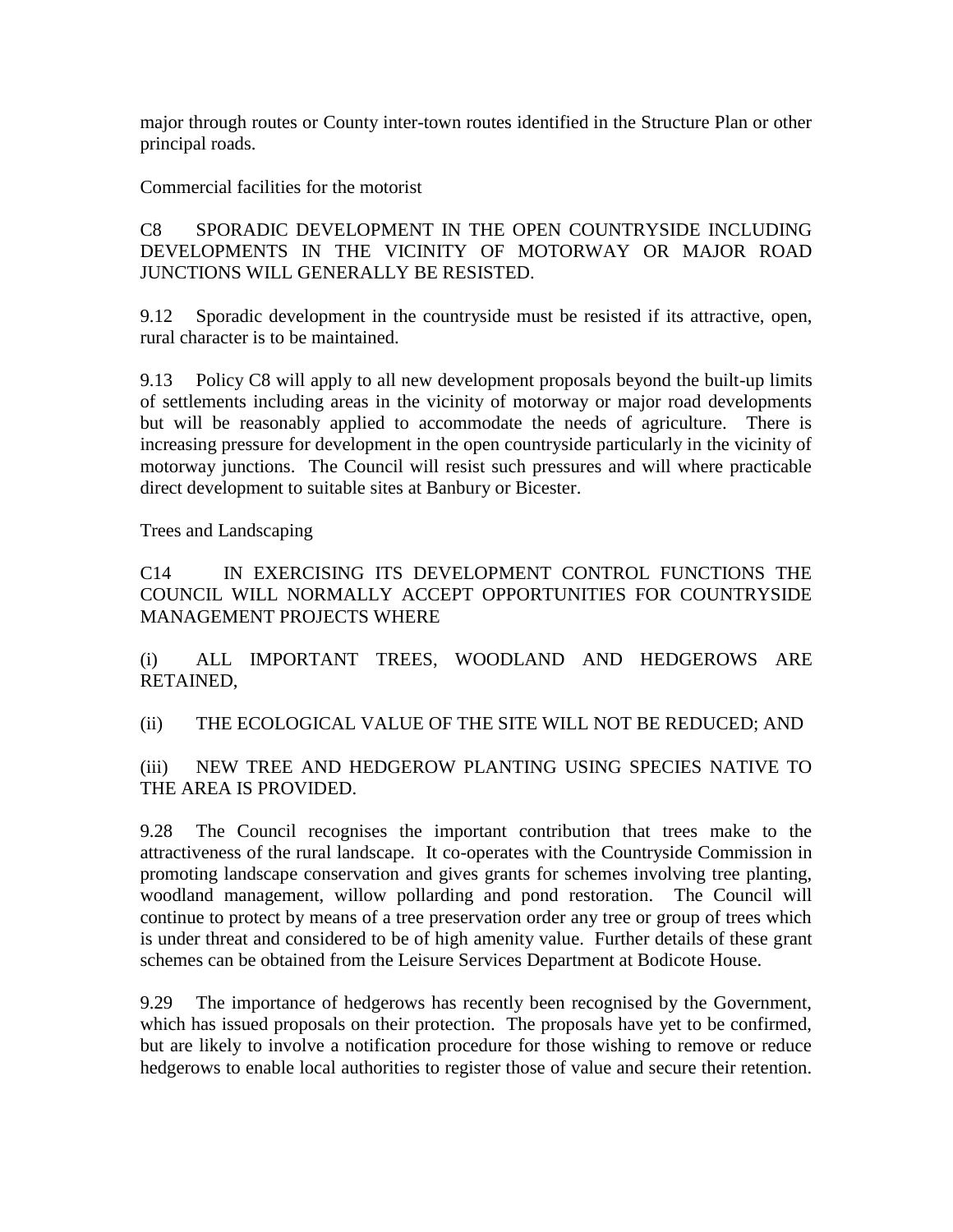major through routes or County inter-town routes identified in the Structure Plan or other principal roads.

Commercial facilities for the motorist

C8 SPORADIC DEVELOPMENT IN THE OPEN COUNTRYSIDE INCLUDING DEVELOPMENTS IN THE VICINITY OF MOTORWAY OR MAJOR ROAD JUNCTIONS WILL GENERALLY BE RESISTED.

9.12 Sporadic development in the countryside must be resisted if its attractive, open, rural character is to be maintained.

9.13 Policy C8 will apply to all new development proposals beyond the built-up limits of settlements including areas in the vicinity of motorway or major road developments but will be reasonably applied to accommodate the needs of agriculture. There is increasing pressure for development in the open countryside particularly in the vicinity of motorway junctions. The Council will resist such pressures and will where practicable direct development to suitable sites at Banbury or Bicester.

Trees and Landscaping

C14 IN EXERCISING ITS DEVELOPMENT CONTROL FUNCTIONS THE COUNCIL WILL NORMALLY ACCEPT OPPORTUNITIES FOR COUNTRYSIDE MANAGEMENT PROJECTS WHERE

(i) ALL IMPORTANT TREES, WOODLAND AND HEDGEROWS ARE RETAINED,

(ii) THE ECOLOGICAL VALUE OF THE SITE WILL NOT BE REDUCED; AND

(iii) NEW TREE AND HEDGEROW PLANTING USING SPECIES NATIVE TO THE AREA IS PROVIDED.

9.28 The Council recognises the important contribution that trees make to the attractiveness of the rural landscape. It co-operates with the Countryside Commission in promoting landscape conservation and gives grants for schemes involving tree planting, woodland management, willow pollarding and pond restoration. The Council will continue to protect by means of a tree preservation order any tree or group of trees which is under threat and considered to be of high amenity value. Further details of these grant schemes can be obtained from the Leisure Services Department at Bodicote House.

9.29 The importance of hedgerows has recently been recognised by the Government, which has issued proposals on their protection. The proposals have yet to be confirmed, but are likely to involve a notification procedure for those wishing to remove or reduce hedgerows to enable local authorities to register those of value and secure their retention.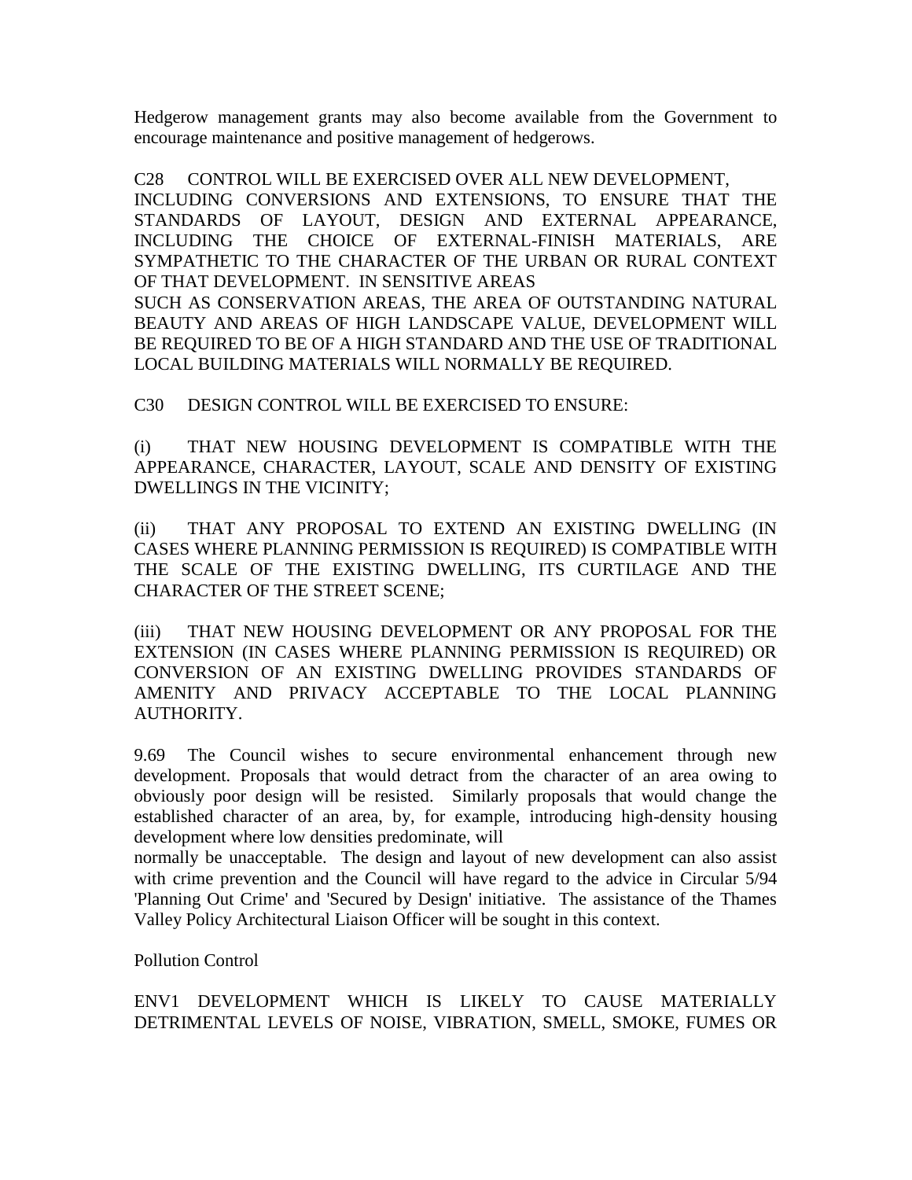Hedgerow management grants may also become available from the Government to encourage maintenance and positive management of hedgerows.

C28 CONTROL WILL BE EXERCISED OVER ALL NEW DEVELOPMENT, INCLUDING CONVERSIONS AND EXTENSIONS, TO ENSURE THAT THE STANDARDS OF LAYOUT, DESIGN AND EXTERNAL APPEARANCE, INCLUDING THE CHOICE OF EXTERNAL-FINISH MATERIALS, ARE SYMPATHETIC TO THE CHARACTER OF THE URBAN OR RURAL CONTEXT OF THAT DEVELOPMENT. IN SENSITIVE AREAS SUCH AS CONSERVATION AREAS, THE AREA OF OUTSTANDING NATURAL BEAUTY AND AREAS OF HIGH LANDSCAPE VALUE, DEVELOPMENT WILL BE REQUIRED TO BE OF A HIGH STANDARD AND THE USE OF TRADITIONAL LOCAL BUILDING MATERIALS WILL NORMALLY BE REQUIRED.

C30 DESIGN CONTROL WILL BE EXERCISED TO ENSURE:

(i) THAT NEW HOUSING DEVELOPMENT IS COMPATIBLE WITH THE APPEARANCE, CHARACTER, LAYOUT, SCALE AND DENSITY OF EXISTING DWELLINGS IN THE VICINITY;

(ii) THAT ANY PROPOSAL TO EXTEND AN EXISTING DWELLING (IN CASES WHERE PLANNING PERMISSION IS REQUIRED) IS COMPATIBLE WITH THE SCALE OF THE EXISTING DWELLING, ITS CURTILAGE AND THE CHARACTER OF THE STREET SCENE;

(iii) THAT NEW HOUSING DEVELOPMENT OR ANY PROPOSAL FOR THE EXTENSION (IN CASES WHERE PLANNING PERMISSION IS REQUIRED) OR CONVERSION OF AN EXISTING DWELLING PROVIDES STANDARDS OF AMENITY AND PRIVACY ACCEPTABLE TO THE LOCAL PLANNING AUTHORITY.

9.69 The Council wishes to secure environmental enhancement through new development. Proposals that would detract from the character of an area owing to obviously poor design will be resisted. Similarly proposals that would change the established character of an area, by, for example, introducing high-density housing development where low densities predominate, will normally be unacceptable. The design and layout of new development can also assist with crime prevention and the Council will have regard to the advice in Circular 5/94 'Planning Out Crime' and 'Secured by Design' initiative. The assistance of the Thames Valley Policy Architectural Liaison Officer will be sought in this context.

## Pollution Control

ENV1 DEVELOPMENT WHICH IS LIKELY TO CAUSE MATERIALLY DETRIMENTAL LEVELS OF NOISE, VIBRATION, SMELL, SMOKE, FUMES OR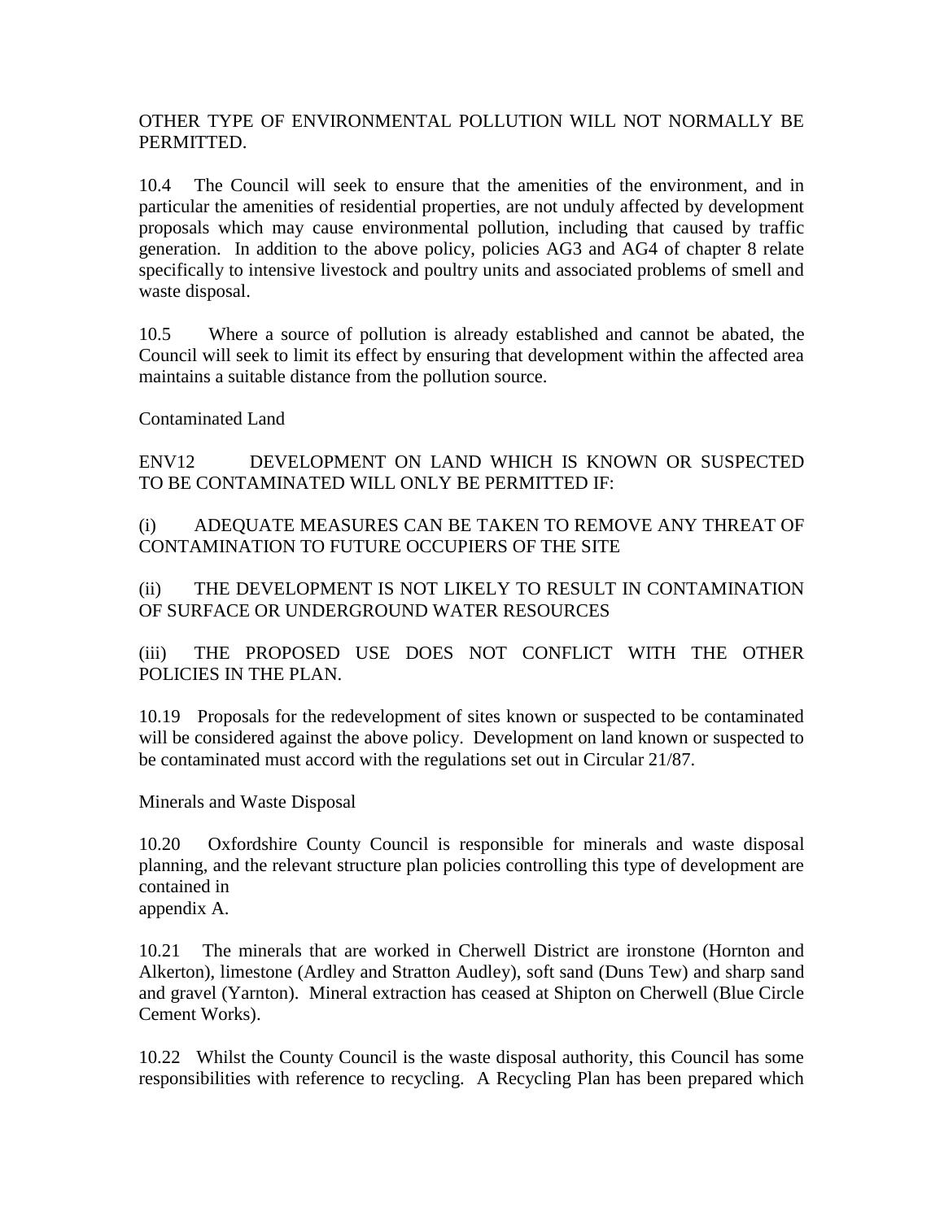OTHER TYPE OF ENVIRONMENTAL POLLUTION WILL NOT NORMALLY BE PERMITTED.

10.4 The Council will seek to ensure that the amenities of the environment, and in particular the amenities of residential properties, are not unduly affected by development proposals which may cause environmental pollution, including that caused by traffic generation. In addition to the above policy, policies AG3 and AG4 of chapter 8 relate specifically to intensive livestock and poultry units and associated problems of smell and waste disposal.

10.5 Where a source of pollution is already established and cannot be abated, the Council will seek to limit its effect by ensuring that development within the affected area maintains a suitable distance from the pollution source.

Contaminated Land

ENV12 DEVELOPMENT ON LAND WHICH IS KNOWN OR SUSPECTED TO BE CONTAMINATED WILL ONLY BE PERMITTED IF:

(i) ADEQUATE MEASURES CAN BE TAKEN TO REMOVE ANY THREAT OF CONTAMINATION TO FUTURE OCCUPIERS OF THE SITE

(ii) THE DEVELOPMENT IS NOT LIKELY TO RESULT IN CONTAMINATION OF SURFACE OR UNDERGROUND WATER RESOURCES

(iii) THE PROPOSED USE DOES NOT CONFLICT WITH THE OTHER POLICIES IN THE PLAN.

10.19 Proposals for the redevelopment of sites known or suspected to be contaminated will be considered against the above policy. Development on land known or suspected to be contaminated must accord with the regulations set out in Circular 21/87.

Minerals and Waste Disposal

10.20 Oxfordshire County Council is responsible for minerals and waste disposal planning, and the relevant structure plan policies controlling this type of development are contained in appendix A.

10.21 The minerals that are worked in Cherwell District are ironstone (Hornton and Alkerton), limestone (Ardley and Stratton Audley), soft sand (Duns Tew) and sharp sand and gravel (Yarnton). Mineral extraction has ceased at Shipton on Cherwell (Blue Circle Cement Works).

10.22 Whilst the County Council is the waste disposal authority, this Council has some responsibilities with reference to recycling. A Recycling Plan has been prepared which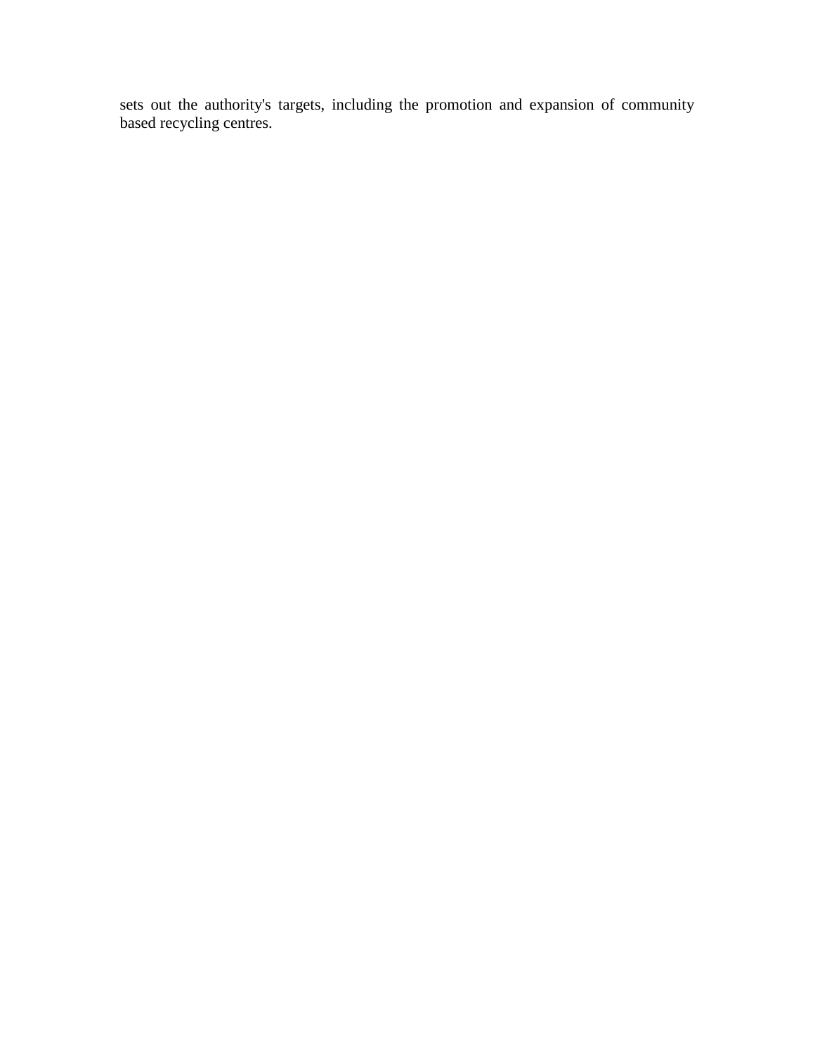sets out the authority's targets, including the promotion and expansion of community based recycling centres.